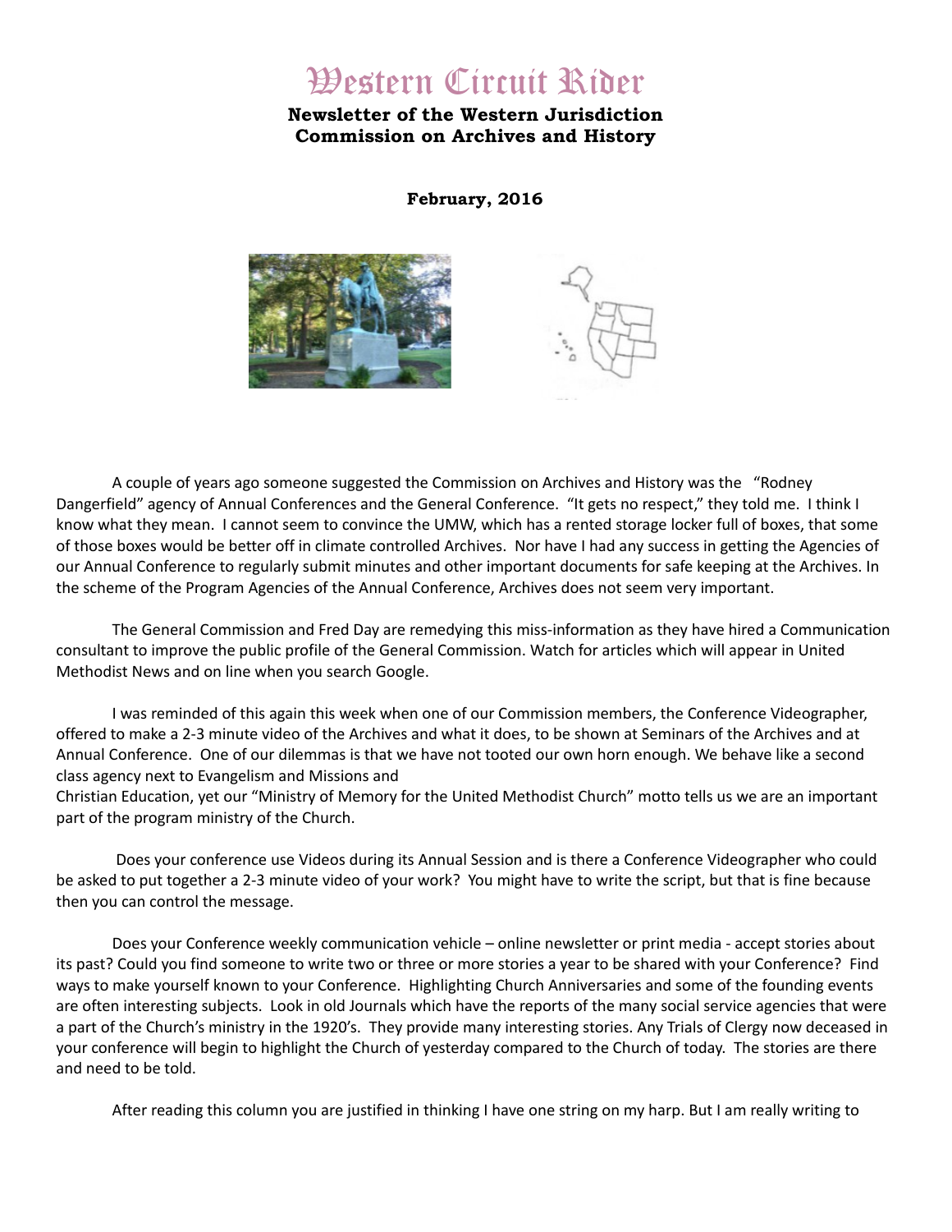# Western Circuit Rider

**Newsletter of the Western Jurisdiction Commission on Archives and History**

**February, 2016**

A couple of years ago someone suggested the Commission on Archives and History was the "Rodney Dangerfield" agency of Annual Conferences and the General Conference. "It gets no respect," they told me. I think I know what they mean. I cannot seem to convince the UMW, which has a rented storage locker full of boxes, that some of those boxes would be better off in climate controlled Archives. Nor have I had any success in getting the Agencies of our Annual Conference to regularly submit minutes and other important documents for safe keeping at the Archives. In the scheme of the Program Agencies of the Annual Conference, Archives does not seem very important.

The General Commission and Fred Day are remedying this miss-information as they have hired a Communication consultant to improve the public profile of the General Commission. Watch for articles which will appear in United Methodist News and on line when you search Google.

I was reminded of this again this week when one of our Commission members, the Conference Videographer, offered to make a 2-3 minute video of the Archives and what it does, to be shown at Seminars of the Archives and at Annual Conference. One of our dilemmas is that we have not tooted our own horn enough. We behave like a second class agency next to Evangelism and Missions and Christian Education, yet our "Ministry of Memory for the United Methodist Church" motto tells us we are an important part of the program ministry of the Church.

Does your conference use Videos during its Annual Session and is there a Conference Videographer who could be asked to put together a 2-3 minute video of your work? You might have to write the script, but that is fine because then you can control the message.

Does your Conference weekly communication vehicle – online newsletter or print media - accept stories about its past? Could you find someone to write two or three or more stories a year to be shared with your Conference? Find ways to make yourself known to your Conference. Highlighting Church Anniversaries and some of the founding events are often interesting subjects. Look in old Journals which have the reports of the many social service agencies that were a part of the Church's ministry in the 1920's. They provide many interesting stories. Any Trials of Clergy now deceased in your conference will begin to highlight the Church of yesterday compared to the Church of today. The stories are there and need to be told.

After reading this column you are justified in thinking I have one string on my harp. But I am really writing to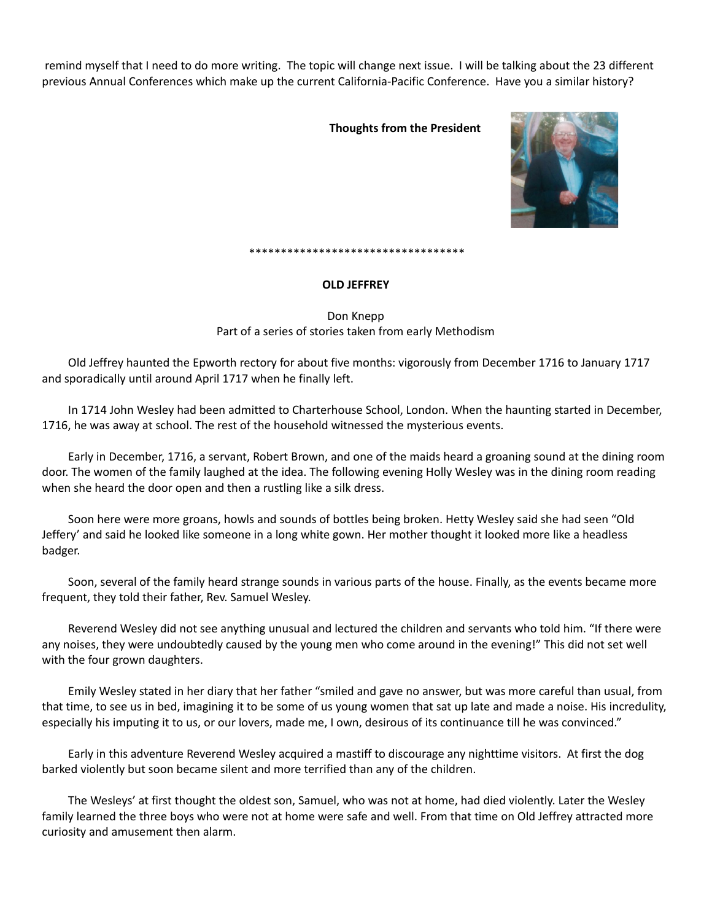remind myself that I need to do more writing. The topic will change next issue. I will be talking about the 23 different previous Annual Conferences which make up the current California-Pacific Conference. Have you a similar history?

**Thoughts from the President**

\*\*\*\*\*\*\*\*\*\*\*\*\*\*\*\*\*\*\*\*\*\*\*\*\*\*\*\*\*\*\*\*\*\*\*

**OLD JEFFREY**

Don Knepp
Part of a series of stories taken from early Methodism

Old Jeffrey haunted the Epworth rectory for about five months: vigorously from December 1716 to January 1717 and sporadically until around April 1717 when he finally left.

In 1714 John Wesley had been admitted to Charterhouse School, London. When the haunting started in December, 1716, he was away at school. The rest of the household witnessed the mysterious events.

Early in December, 1716, a servant, Robert Brown, and one of the maids heard a groaning sound at the dining room door. The women of the family laughed at the idea. The following evening Holly Wesley was in the dining room reading when she heard the door open and then a rustling like a silk dress.

Soon here were more groans, howls and sounds of bottles being broken. Hetty Wesley said she had seen "Old Jeffery' and said he looked like someone in a long white gown. Her mother thought it looked more like a headless badger.

Soon, several of the family heard strange sounds in various parts of the house. Finally, as the events became more frequent, they told their father, Rev. Samuel Wesley.

Reverend Wesley did not see anything unusual and lectured the children and servants who told him. "If there were any noises, they were undoubtedly caused by the young men who come around in the evening!" This did not set well with the four grown daughters.

Emily Wesley stated in her diary that her father "smiled and gave no answer, but was more careful than usual, from that time, to see us in bed, imagining it to be some of us young women that sat up late and made a noise. His incredulity, especially his imputing it to us, or our lovers, made me, I own, desirous of its continuance till he was convinced."

Early in this adventure Reverend Wesley acquired a mastiff to discourage any nighttime visitors. At first the dog barked violently but soon became silent and more terrified than any of the children.

The Wesleys' at first thought the oldest son, Samuel, who was not at home, had died violently. Later the Wesley family learned the three boys who were not at home were safe and well. From that time on Old Jeffrey attracted more curiosity and amusement then alarm.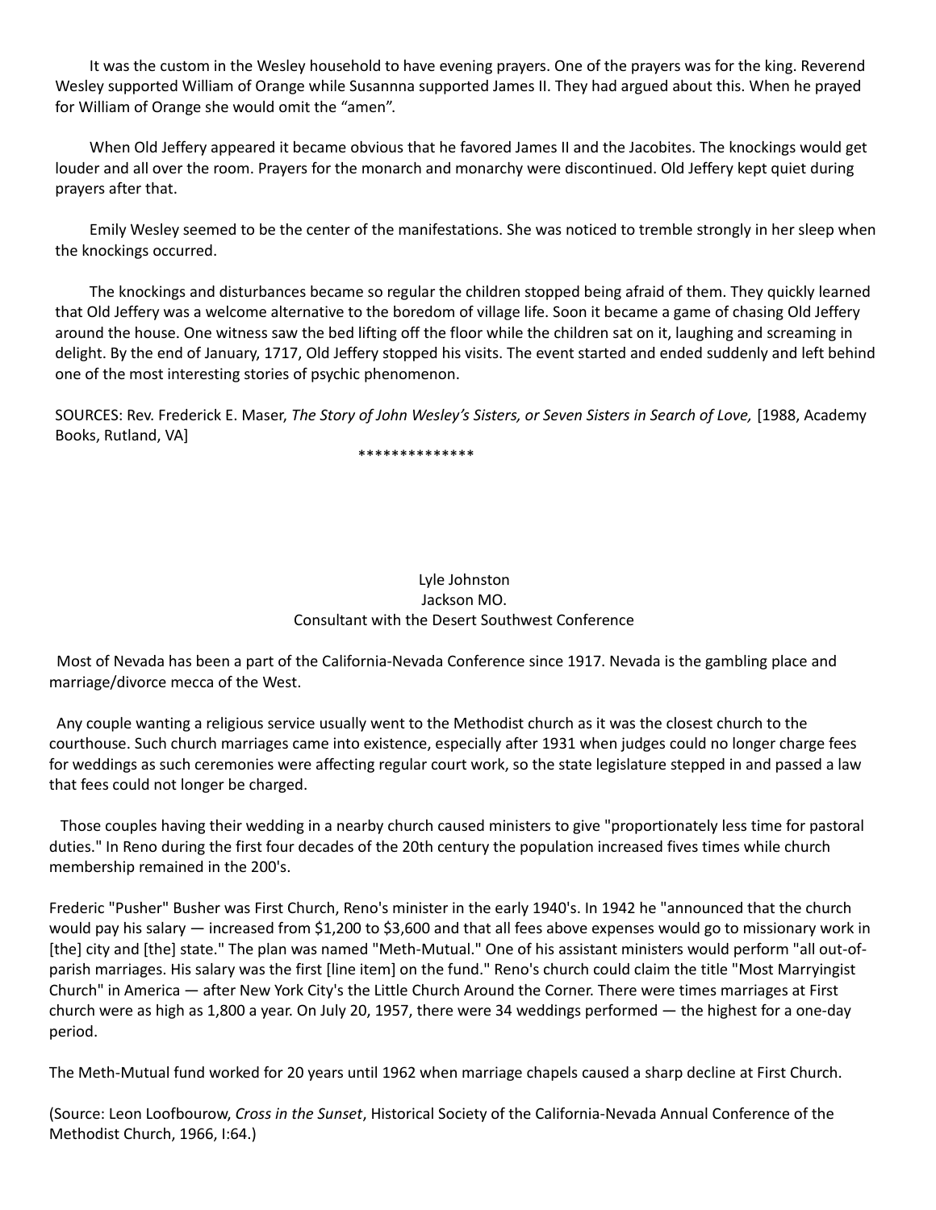It was the custom in the Wesley household to have evening prayers. One of the prayers was for the king. Reverend Wesley supported William of Orange while Susannna supported James II. They had argued about this. When he prayed for William of Orange she would omit the "amen".

When Old Jeffery appeared it became obvious that he favored James II and the Jacobites. The knockings would get louder and all over the room. Prayers for the monarch and monarchy were discontinued. Old Jeffery kept quiet during prayers after that.

Emily Wesley seemed to be the center of the manifestations. She was noticed to tremble strongly in her sleep when the knockings occurred.

The knockings and disturbances became so regular the children stopped being afraid of them. They quickly learned that Old Jeffery was a welcome alternative to the boredom of village life. Soon it became a game of chasing Old Jeffery around the house. One witness saw the bed lifting off the floor while the children sat on it, laughing and screaming in delight. By the end of January, 1717, Old Jeffery stopped his visits. The event started and ended suddenly and left behind one of the most interesting stories of psychic phenomenon.

SOURCES: Rev. Frederick E. Maser, *The Story of John Wesley's Sisters, or Seven Sisters in Search of Love,* [1988, Academy Books, Rutland, VA]

**************

Lyle Johnston
Jackson MO.
Consultant with the Desert Southwest Conference

Most of Nevada has been a part of the California-Nevada Conference since 1917. Nevada is the gambling place and marriage/divorce mecca of the West.

Any couple wanting a religious service usually went to the Methodist church as it was the closest church to the courthouse. Such church marriages came into existence, especially after 1931 when judges could no longer charge fees for weddings as such ceremonies were affecting regular court work, so the state legislature stepped in and passed a law that fees could not longer be charged.

Those couples having their wedding in a nearby church caused ministers to give "proportionately less time for pastoral duties." In Reno during the first four decades of the 20th century the population increased fives times while church membership remained in the 200's.

Frederic "Pusher" Busher was First Church, Reno's minister in the early 1940's. In 1942 he "announced that the church would pay his salary — increased from $1,200 to $3,600 and that all fees above expenses would go to missionary work in [the] city and [the] state." The plan was named "Meth-Mutual." One of his assistant ministers would perform "all out-of-parish marriages. His salary was the first [line item] on the fund." Reno's church could claim the title "Most Marryingist Church" in America — after New York City's the Little Church Around the Corner. There were times marriages at First church were as high as 1,800 a year. On July 20, 1957, there were 34 weddings performed — the highest for a one-day period.

The Meth-Mutual fund worked for 20 years until 1962 when marriage chapels caused a sharp decline at First Church.

(Source: Leon Loofbourow, *Cross in the Sunset*, Historical Society of the California-Nevada Annual Conference of the Methodist Church, 1966, I:64.)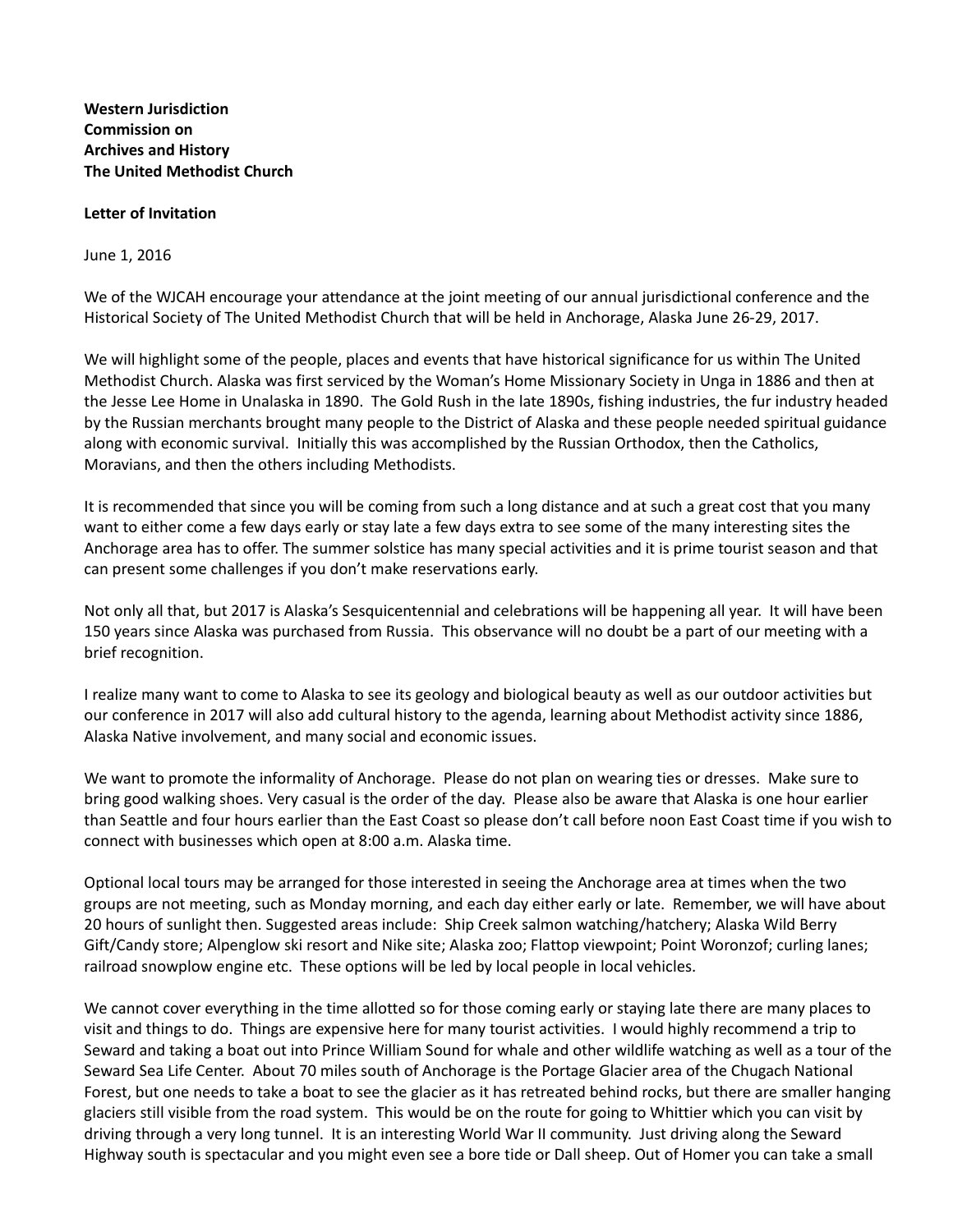**Western Jurisdiction**
**Commission on**
**Archives and History**
**The United Methodist Church**

**Letter of Invitation**

June 1, 2016

We of the WJCAH encourage your attendance at the joint meeting of our annual jurisdictional conference and the Historical Society of The United Methodist Church that will be held in Anchorage, Alaska June 26-29, 2017.

We will highlight some of the people, places and events that have historical significance for us within The United Methodist Church. Alaska was first serviced by the Woman's Home Missionary Society in Unga in 1886 and then at the Jesse Lee Home in Unalaska in 1890. The Gold Rush in the late 1890s, fishing industries, the fur industry headed by the Russian merchants brought many people to the District of Alaska and these people needed spiritual guidance along with economic survival. Initially this was accomplished by the Russian Orthodox, then the Catholics, Moravians, and then the others including Methodists.

It is recommended that since you will be coming from such a long distance and at such a great cost that you many want to either come a few days early or stay late a few days extra to see some of the many interesting sites the Anchorage area has to offer. The summer solstice has many special activities and it is prime tourist season and that can present some challenges if you don't make reservations early.

Not only all that, but 2017 is Alaska's Sesquicentennial and celebrations will be happening all year. It will have been 150 years since Alaska was purchased from Russia. This observance will no doubt be a part of our meeting with a brief recognition.

I realize many want to come to Alaska to see its geology and biological beauty as well as our outdoor activities but our conference in 2017 will also add cultural history to the agenda, learning about Methodist activity since 1886, Alaska Native involvement, and many social and economic issues.

We want to promote the informality of Anchorage. Please do not plan on wearing ties or dresses. Make sure to bring good walking shoes. Very casual is the order of the day. Please also be aware that Alaska is one hour earlier than Seattle and four hours earlier than the East Coast so please don't call before noon East Coast time if you wish to connect with businesses which open at 8:00 a.m. Alaska time.

Optional local tours may be arranged for those interested in seeing the Anchorage area at times when the two groups are not meeting, such as Monday morning, and each day either early or late. Remember, we will have about 20 hours of sunlight then. Suggested areas include: Ship Creek salmon watching/hatchery; Alaska Wild Berry Gift/Candy store; Alpenglow ski resort and Nike site; Alaska zoo; Flattop viewpoint; Point Woronzof; curling lanes; railroad snowplow engine etc. These options will be led by local people in local vehicles.

We cannot cover everything in the time allotted so for those coming early or staying late there are many places to visit and things to do. Things are expensive here for many tourist activities. I would highly recommend a trip to Seward and taking a boat out into Prince William Sound for whale and other wildlife watching as well as a tour of the Seward Sea Life Center. About 70 miles south of Anchorage is the Portage Glacier area of the Chugach National Forest, but one needs to take a boat to see the glacier as it has retreated behind rocks, but there are smaller hanging glaciers still visible from the road system. This would be on the route for going to Whittier which you can visit by driving through a very long tunnel. It is an interesting World War II community. Just driving along the Seward Highway south is spectacular and you might even see a bore tide or Dall sheep. Out of Homer you can take a small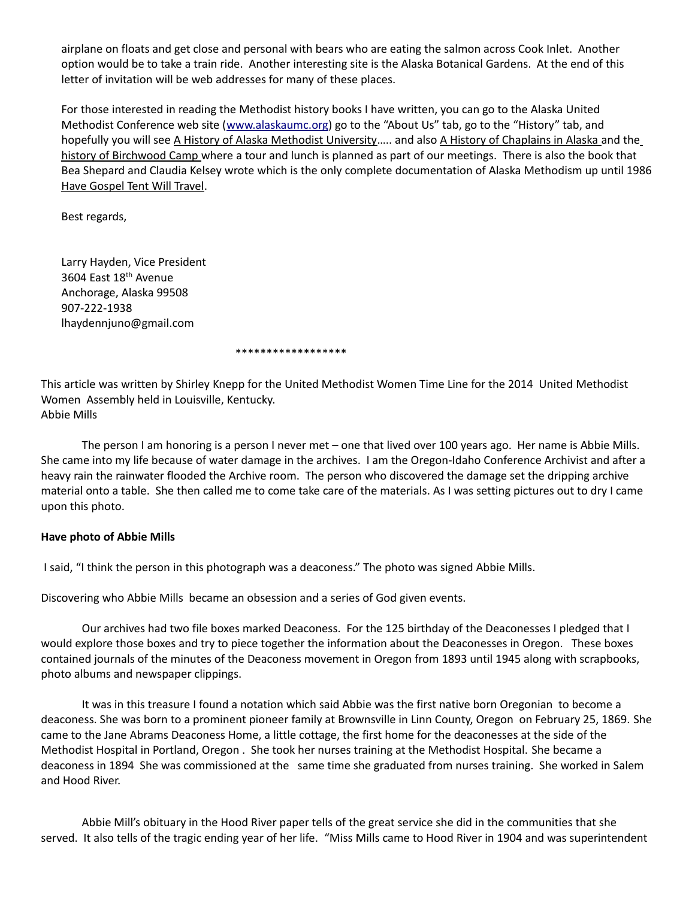airplane on floats and get close and personal with bears who are eating the salmon across Cook Inlet. Another option would be to take a train ride. Another interesting site is the Alaska Botanical Gardens. At the end of this letter of invitation will be web addresses for many of these places.

For those interested in reading the Methodist history books I have written, you can go to the Alaska United Methodist Conference web site (www.alaskaumc.org) go to the "About Us" tab, go to the "History" tab, and hopefully you will see A History of Alaska Methodist University….. and also A History of Chaplains in Alaska and the history of Birchwood Camp where a tour and lunch is planned as part of our meetings. There is also the book that Bea Shepard and Claudia Kelsey wrote which is the only complete documentation of Alaska Methodism up until 1986 Have Gospel Tent Will Travel.

Best regards,

Larry Hayden, Vice President
3604 East 18th Avenue
Anchorage, Alaska 99508
907-222-1938
lhaydennjuno@gmail.com

\*\*\*\*\*\*\*\*\*\*\*\*\*\*\*\*\*\*

This article was written by Shirley Knepp for the United Methodist Women Time Line for the 2014 United Methodist Women Assembly held in Louisville, Kentucky.
Abbie Mills

The person I am honoring is a person I never met – one that lived over 100 years ago. Her name is Abbie Mills. She came into my life because of water damage in the archives. I am the Oregon-Idaho Conference Archivist and after a heavy rain the rainwater flooded the Archive room. The person who discovered the damage set the dripping archive material onto a table. She then called me to come take care of the materials. As I was setting pictures out to dry I came upon this photo.

**Have photo of Abbie Mills**

I said, "I think the person in this photograph was a deaconess." The photo was signed Abbie Mills.

Discovering who Abbie Mills became an obsession and a series of God given events.

Our archives had two file boxes marked Deaconess. For the 125 birthday of the Deaconesses I pledged that I would explore those boxes and try to piece together the information about the Deaconesses in Oregon. These boxes contained journals of the minutes of the Deaconess movement in Oregon from 1893 until 1945 along with scrapbooks, photo albums and newspaper clippings.

It was in this treasure I found a notation which said Abbie was the first native born Oregonian to become a deaconess. She was born to a prominent pioneer family at Brownsville in Linn County, Oregon on February 25, 1869. She came to the Jane Abrams Deaconess Home, a little cottage, the first home for the deaconesses at the side of the Methodist Hospital in Portland, Oregon . She took her nurses training at the Methodist Hospital. She became a deaconess in 1894 She was commissioned at the same time she graduated from nurses training. She worked in Salem and Hood River.

Abbie Mill's obituary in the Hood River paper tells of the great service she did in the communities that she served. It also tells of the tragic ending year of her life. "Miss Mills came to Hood River in 1904 and was superintendent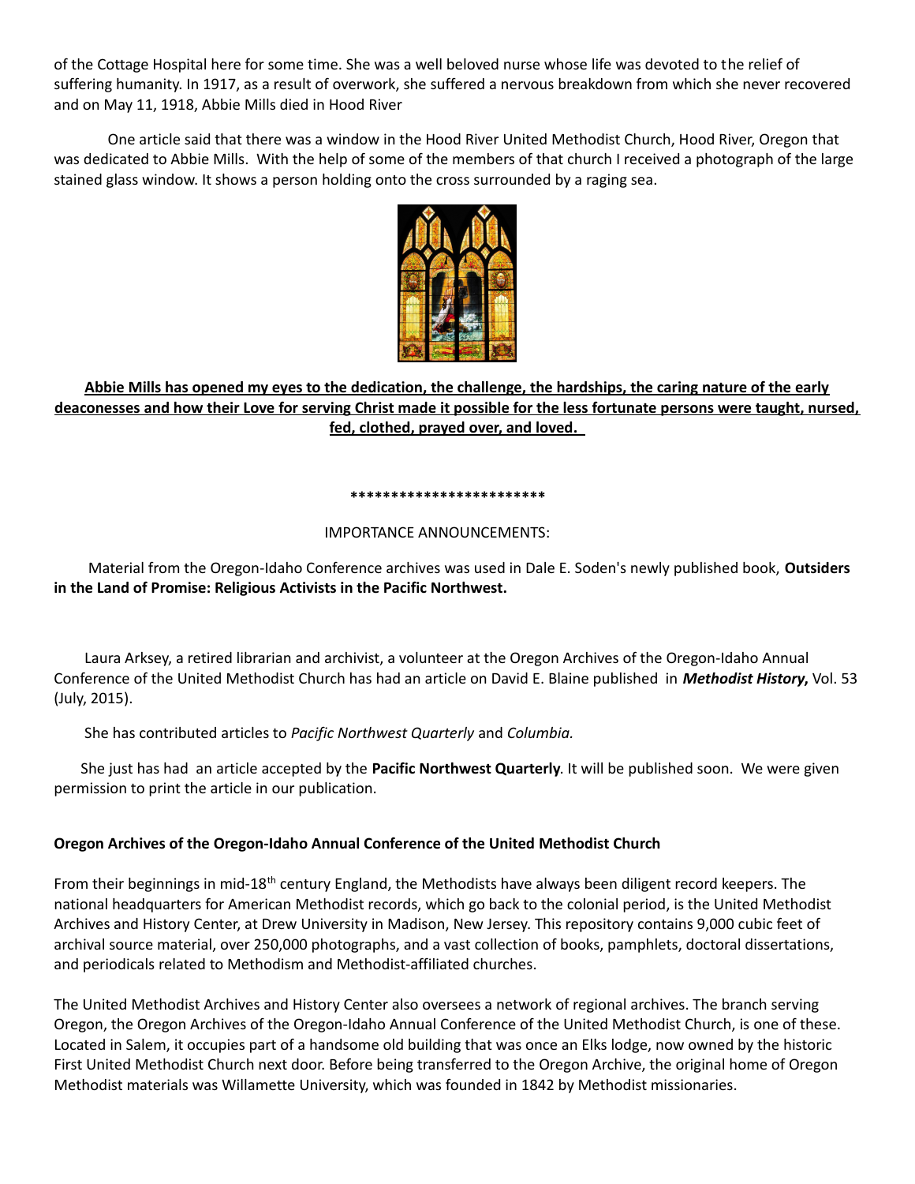of the Cottage Hospital here for some time. She was a well beloved nurse whose life was devoted to the relief of suffering humanity. In 1917, as a result of overwork, she suffered a nervous breakdown from which she never recovered and on May 11, 1918, Abbie Mills died in Hood River

One article said that there was a window in the Hood River United Methodist Church, Hood River, Oregon that was dedicated to Abbie Mills. With the help of some of the members of that church I received a photograph of the large stained glass window. It shows a person holding onto the cross surrounded by a raging sea.

**Abbie Mills has opened my eyes to the dedication, the challenge, the hardships, the caring nature of the early deaconesses and how their Love for serving Christ made it possible for the less fortunate persons were taught, nursed, fed, clothed, prayed over, and loved.**

************************

IMPORTANCE ANNOUNCEMENTS:

Material from the Oregon-Idaho Conference archives was used in Dale E. Soden's newly published book, **Outsiders in the Land of Promise: Religious Activists in the Pacific Northwest.**

Laura Arksey, a retired librarian and archivist, a volunteer at the Oregon Archives of the Oregon-Idaho Annual Conference of the United Methodist Church has had an article on David E. Blaine published in ***Methodist History***, Vol. 53 (July, 2015).

She has contributed articles to *Pacific Northwest Quarterly* and *Columbia.*

She just has had an article accepted by the **Pacific Northwest Quarterly**. It will be published soon. We were given permission to print the article in our publication.

**Oregon Archives of the Oregon-Idaho Annual Conference of the United Methodist Church**

From their beginnings in mid-18th century England, the Methodists have always been diligent record keepers. The national headquarters for American Methodist records, which go back to the colonial period, is the United Methodist Archives and History Center, at Drew University in Madison, New Jersey. This repository contains 9,000 cubic feet of archival source material, over 250,000 photographs, and a vast collection of books, pamphlets, doctoral dissertations, and periodicals related to Methodism and Methodist-affiliated churches.

The United Methodist Archives and History Center also oversees a network of regional archives. The branch serving Oregon, the Oregon Archives of the Oregon-Idaho Annual Conference of the United Methodist Church, is one of these. Located in Salem, it occupies part of a handsome old building that was once an Elks lodge, now owned by the historic First United Methodist Church next door. Before being transferred to the Oregon Archive, the original home of Oregon Methodist materials was Willamette University, which was founded in 1842 by Methodist missionaries.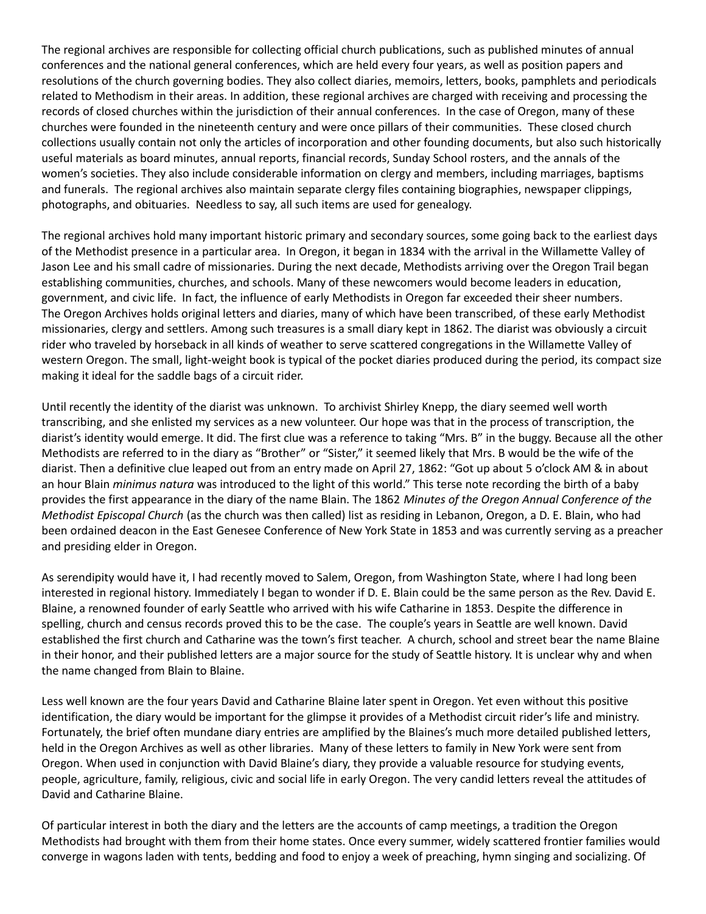The regional archives are responsible for collecting official church publications, such as published minutes of annual conferences and the national general conferences, which are held every four years, as well as position papers and resolutions of the church governing bodies. They also collect diaries, memoirs, letters, books, pamphlets and periodicals related to Methodism in their areas. In addition, these regional archives are charged with receiving and processing the records of closed churches within the jurisdiction of their annual conferences. In the case of Oregon, many of these churches were founded in the nineteenth century and were once pillars of their communities. These closed church collections usually contain not only the articles of incorporation and other founding documents, but also such historically useful materials as board minutes, annual reports, financial records, Sunday School rosters, and the annals of the women's societies. They also include considerable information on clergy and members, including marriages, baptisms and funerals. The regional archives also maintain separate clergy files containing biographies, newspaper clippings, photographs, and obituaries. Needless to say, all such items are used for genealogy.

The regional archives hold many important historic primary and secondary sources, some going back to the earliest days of the Methodist presence in a particular area. In Oregon, it began in 1834 with the arrival in the Willamette Valley of Jason Lee and his small cadre of missionaries. During the next decade, Methodists arriving over the Oregon Trail began establishing communities, churches, and schools. Many of these newcomers would become leaders in education, government, and civic life. In fact, the influence of early Methodists in Oregon far exceeded their sheer numbers. The Oregon Archives holds original letters and diaries, many of which have been transcribed, of these early Methodist missionaries, clergy and settlers. Among such treasures is a small diary kept in 1862. The diarist was obviously a circuit rider who traveled by horseback in all kinds of weather to serve scattered congregations in the Willamette Valley of western Oregon. The small, light-weight book is typical of the pocket diaries produced during the period, its compact size making it ideal for the saddle bags of a circuit rider.

Until recently the identity of the diarist was unknown. To archivist Shirley Knepp, the diary seemed well worth transcribing, and she enlisted my services as a new volunteer. Our hope was that in the process of transcription, the diarist's identity would emerge. It did. The first clue was a reference to taking "Mrs. B" in the buggy. Because all the other Methodists are referred to in the diary as "Brother" or "Sister," it seemed likely that Mrs. B would be the wife of the diarist. Then a definitive clue leaped out from an entry made on April 27, 1862: "Got up about 5 o'clock AM & in about an hour Blain *minimus natura* was introduced to the light of this world." This terse note recording the birth of a baby provides the first appearance in the diary of the name Blain. The 1862 *Minutes of the Oregon Annual Conference of the Methodist Episcopal Church* (as the church was then called) list as residing in Lebanon, Oregon, a D. E. Blain, who had been ordained deacon in the East Genesee Conference of New York State in 1853 and was currently serving as a preacher and presiding elder in Oregon.

As serendipity would have it, I had recently moved to Salem, Oregon, from Washington State, where I had long been interested in regional history. Immediately I began to wonder if D. E. Blain could be the same person as the Rev. David E. Blaine, a renowned founder of early Seattle who arrived with his wife Catharine in 1853. Despite the difference in spelling, church and census records proved this to be the case. The couple's years in Seattle are well known. David established the first church and Catharine was the town's first teacher. A church, school and street bear the name Blaine in their honor, and their published letters are a major source for the study of Seattle history. It is unclear why and when the name changed from Blain to Blaine.

Less well known are the four years David and Catharine Blaine later spent in Oregon. Yet even without this positive identification, the diary would be important for the glimpse it provides of a Methodist circuit rider's life and ministry. Fortunately, the brief often mundane diary entries are amplified by the Blaines's much more detailed published letters, held in the Oregon Archives as well as other libraries. Many of these letters to family in New York were sent from Oregon. When used in conjunction with David Blaine's diary, they provide a valuable resource for studying events, people, agriculture, family, religious, civic and social life in early Oregon. The very candid letters reveal the attitudes of David and Catharine Blaine.

Of particular interest in both the diary and the letters are the accounts of camp meetings, a tradition the Oregon Methodists had brought with them from their home states. Once every summer, widely scattered frontier families would converge in wagons laden with tents, bedding and food to enjoy a week of preaching, hymn singing and socializing. Of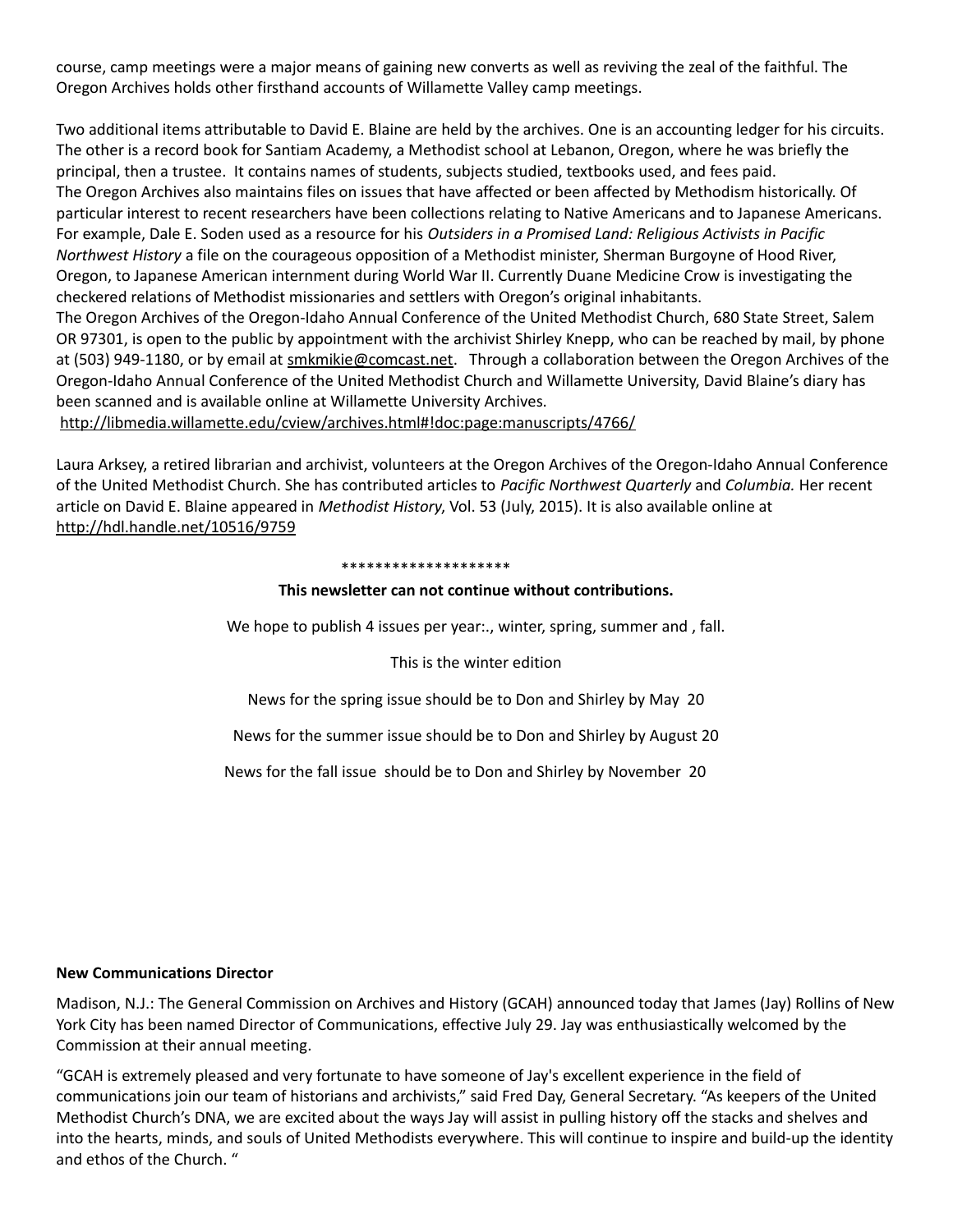course, camp meetings were a major means of gaining new converts as well as reviving the zeal of the faithful. The Oregon Archives holds other firsthand accounts of Willamette Valley camp meetings.

Two additional items attributable to David E. Blaine are held by the archives. One is an accounting ledger for his circuits. The other is a record book for Santiam Academy, a Methodist school at Lebanon, Oregon, where he was briefly the principal, then a trustee. It contains names of students, subjects studied, textbooks used, and fees paid.

The Oregon Archives also maintains files on issues that have affected or been affected by Methodism historically. Of particular interest to recent researchers have been collections relating to Native Americans and to Japanese Americans. For example, Dale E. Soden used as a resource for his *Outsiders in a Promised Land: Religious Activists in Pacific Northwest History* a file on the courageous opposition of a Methodist minister, Sherman Burgoyne of Hood River, Oregon, to Japanese American internment during World War II. Currently Duane Medicine Crow is investigating the checkered relations of Methodist missionaries and settlers with Oregon's original inhabitants.

The Oregon Archives of the Oregon-Idaho Annual Conference of the United Methodist Church, 680 State Street, Salem OR 97301, is open to the public by appointment with the archivist Shirley Knepp, who can be reached by mail, by phone at (503) 949-1180, or by email at smkmikie@comcast.net. Through a collaboration between the Oregon Archives of the Oregon-Idaho Annual Conference of the United Methodist Church and Willamette University, David Blaine's diary has been scanned and is available online at Willamette University Archives.
http://libmedia.willamette.edu/cview/archives.html#!doc:page:manuscripts/4766/

Laura Arksey, a retired librarian and archivist, volunteers at the Oregon Archives of the Oregon-Idaho Annual Conference of the United Methodist Church. She has contributed articles to *Pacific Northwest Quarterly* and *Columbia.* Her recent article on David E. Blaine appeared in *Methodist History*, Vol. 53 (July, 2015). It is also available online at http://hdl.handle.net/10516/9759

********************

**This newsletter can not continue without contributions.**

We hope to publish 4 issues per year:., winter, spring, summer and , fall.

This is the winter edition

News for the spring issue should be to Don and Shirley by May 20

News for the summer issue should be to Don and Shirley by August 20

News for the fall issue should be to Don and Shirley by November 20

**New Communications Director**

Madison, N.J.: The General Commission on Archives and History (GCAH) announced today that James (Jay) Rollins of New York City has been named Director of Communications, effective July 29. Jay was enthusiastically welcomed by the Commission at their annual meeting.

"GCAH is extremely pleased and very fortunate to have someone of Jay's excellent experience in the field of communications join our team of historians and archivists," said Fred Day, General Secretary. "As keepers of the United Methodist Church's DNA, we are excited about the ways Jay will assist in pulling history off the stacks and shelves and into the hearts, minds, and souls of United Methodists everywhere. This will continue to inspire and build-up the identity and ethos of the Church. "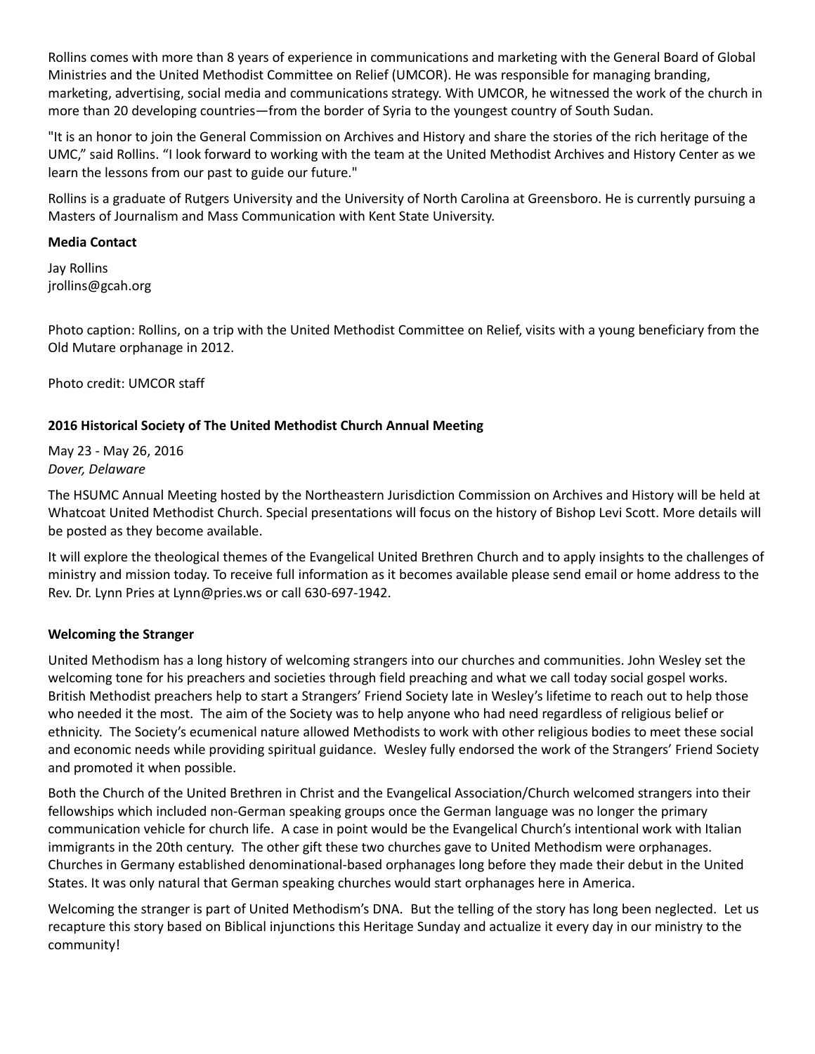Rollins comes with more than 8 years of experience in communications and marketing with the General Board of Global Ministries and the United Methodist Committee on Relief (UMCOR). He was responsible for managing branding, marketing, advertising, social media and communications strategy. With UMCOR, he witnessed the work of the church in more than 20 developing countries—from the border of Syria to the youngest country of South Sudan.

"It is an honor to join the General Commission on Archives and History and share the stories of the rich heritage of the UMC," said Rollins. "I look forward to working with the team at the United Methodist Archives and History Center as we learn the lessons from our past to guide our future."

Rollins is a graduate of Rutgers University and the University of North Carolina at Greensboro. He is currently pursuing a Masters of Journalism and Mass Communication with Kent State University.

**Media Contact**

Jay Rollins
jrollins@gcah.org

Photo caption: Rollins, on a trip with the United Methodist Committee on Relief, visits with a young beneficiary from the Old Mutare orphanage in 2012.

Photo credit: UMCOR staff

**2016 Historical Society of The United Methodist Church Annual Meeting**

May 23 - May 26, 2016
*Dover, Delaware*

The HSUMC Annual Meeting hosted by the Northeastern Jurisdiction Commission on Archives and History will be held at Whatcoat United Methodist Church. Special presentations will focus on the history of Bishop Levi Scott. More details will be posted as they become available.

It will explore the theological themes of the Evangelical United Brethren Church and to apply insights to the challenges of ministry and mission today. To receive full information as it becomes available please send email or home address to the Rev. Dr. Lynn Pries at Lynn@pries.ws or call 630-697-1942.

**Welcoming the Stranger**

United Methodism has a long history of welcoming strangers into our churches and communities. John Wesley set the welcoming tone for his preachers and societies through field preaching and what we call today social gospel works. British Methodist preachers help to start a Strangers' Friend Society late in Wesley's lifetime to reach out to help those who needed it the most. The aim of the Society was to help anyone who had need regardless of religious belief or ethnicity. The Society's ecumenical nature allowed Methodists to work with other religious bodies to meet these social and economic needs while providing spiritual guidance. Wesley fully endorsed the work of the Strangers' Friend Society and promoted it when possible.

Both the Church of the United Brethren in Christ and the Evangelical Association/Church welcomed strangers into their fellowships which included non-German speaking groups once the German language was no longer the primary communication vehicle for church life. A case in point would be the Evangelical Church's intentional work with Italian immigrants in the 20th century. The other gift these two churches gave to United Methodism were orphanages. Churches in Germany established denominational-based orphanages long before they made their debut in the United States. It was only natural that German speaking churches would start orphanages here in America.

Welcoming the stranger is part of United Methodism's DNA. But the telling of the story has long been neglected. Let us recapture this story based on Biblical injunctions this Heritage Sunday and actualize it every day in our ministry to the community!